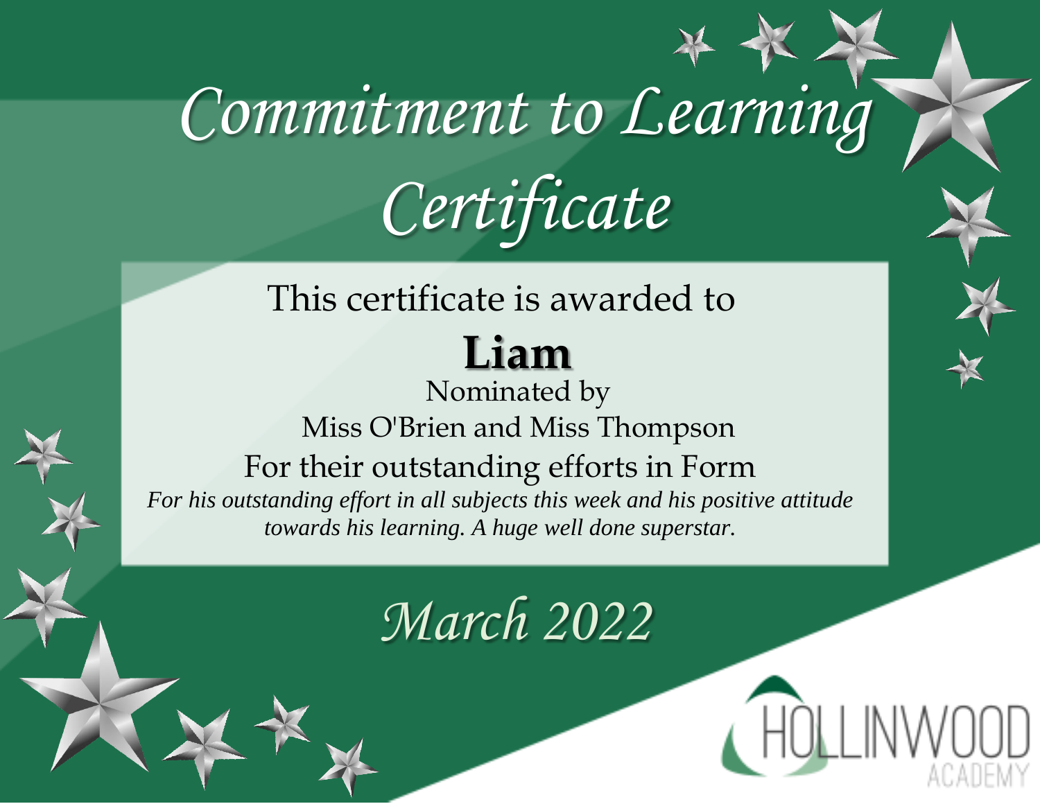# Commitment to Learning Certificate

This certificate is awarded to

**Liam**

Nominated by

Miss O'Brien and Miss Thompson

For their outstanding efforts in Form

*For his outstanding effort in all subjects this week and his positive attitude towards his learning. A huge well done superstar.*

*March 2022*

HOLLINWOOD ACADEMY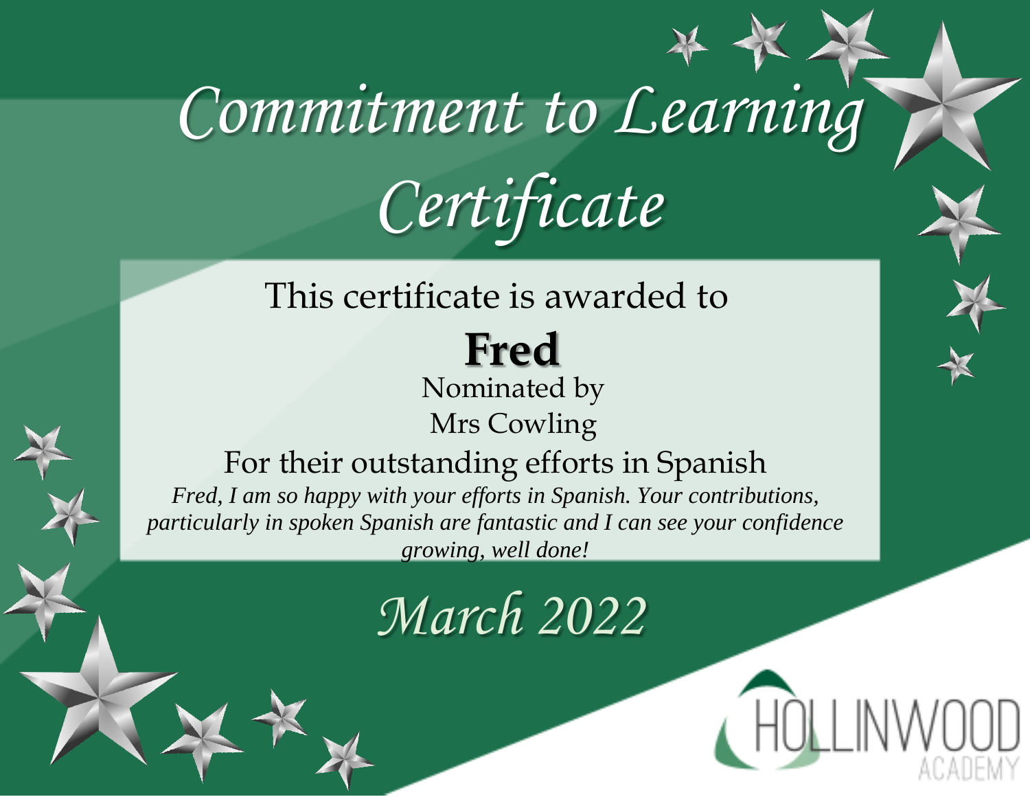# Commitment to Learning Certificate

This certificate is awarded to

**Fred**

Nominated by

Mrs Cowling

For their outstanding efforts in Spanish

*Fred, I am so happy with your efforts in Spanish. Your contributions, particularly in spoken Spanish are fantastic and I can see your confidence growing, well done!*

*March 2022*

HOLLINWOOD ACADEMY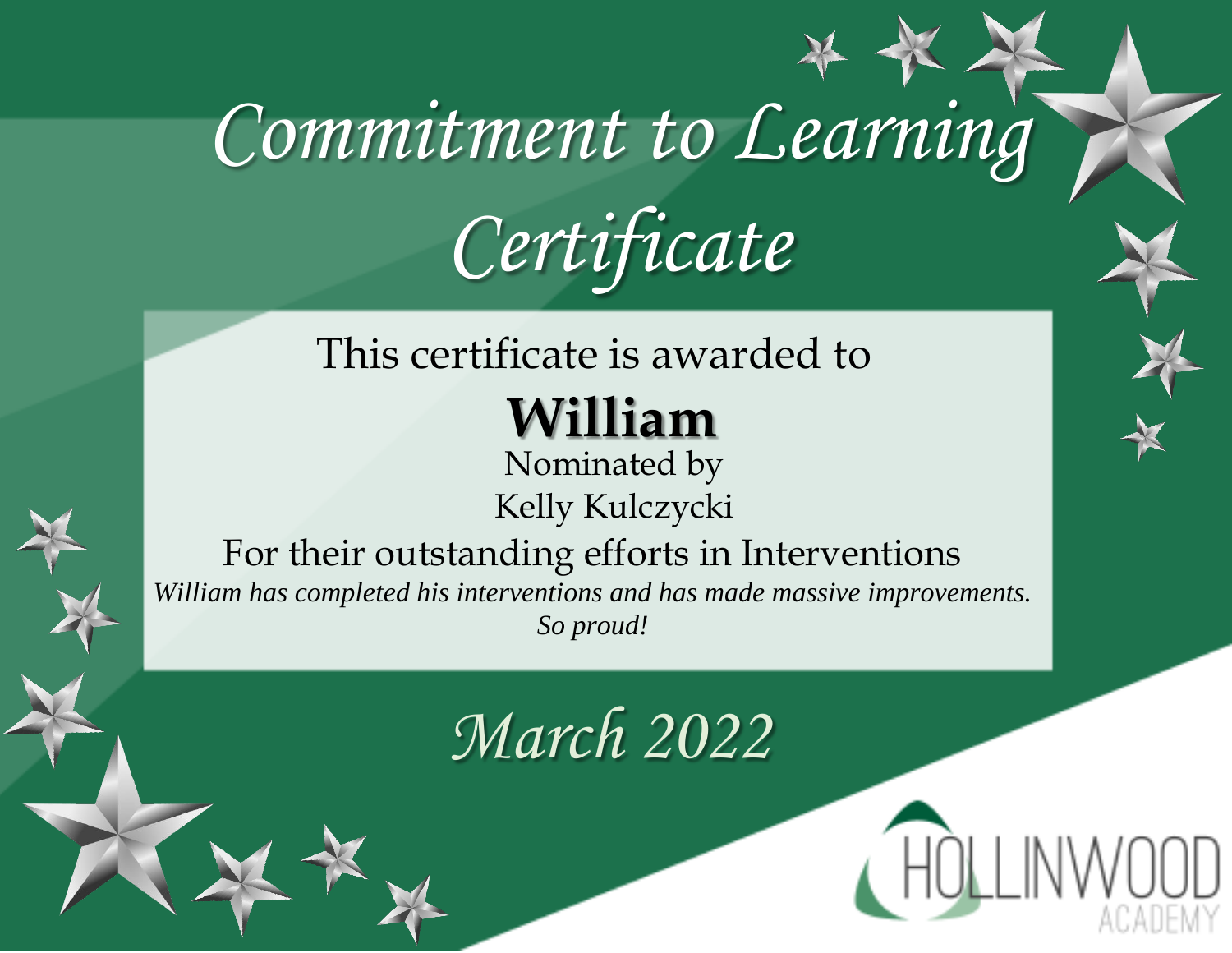# Commitment to Learning Certificate

This certificate is awarded to

**William**

Nominated by

Kelly Kulczycki

For their outstanding efforts in Interventions

*William has completed his interventions and has made massive improvements. So proud!*

*March 2022*

HOLLINWOOD ACADEMY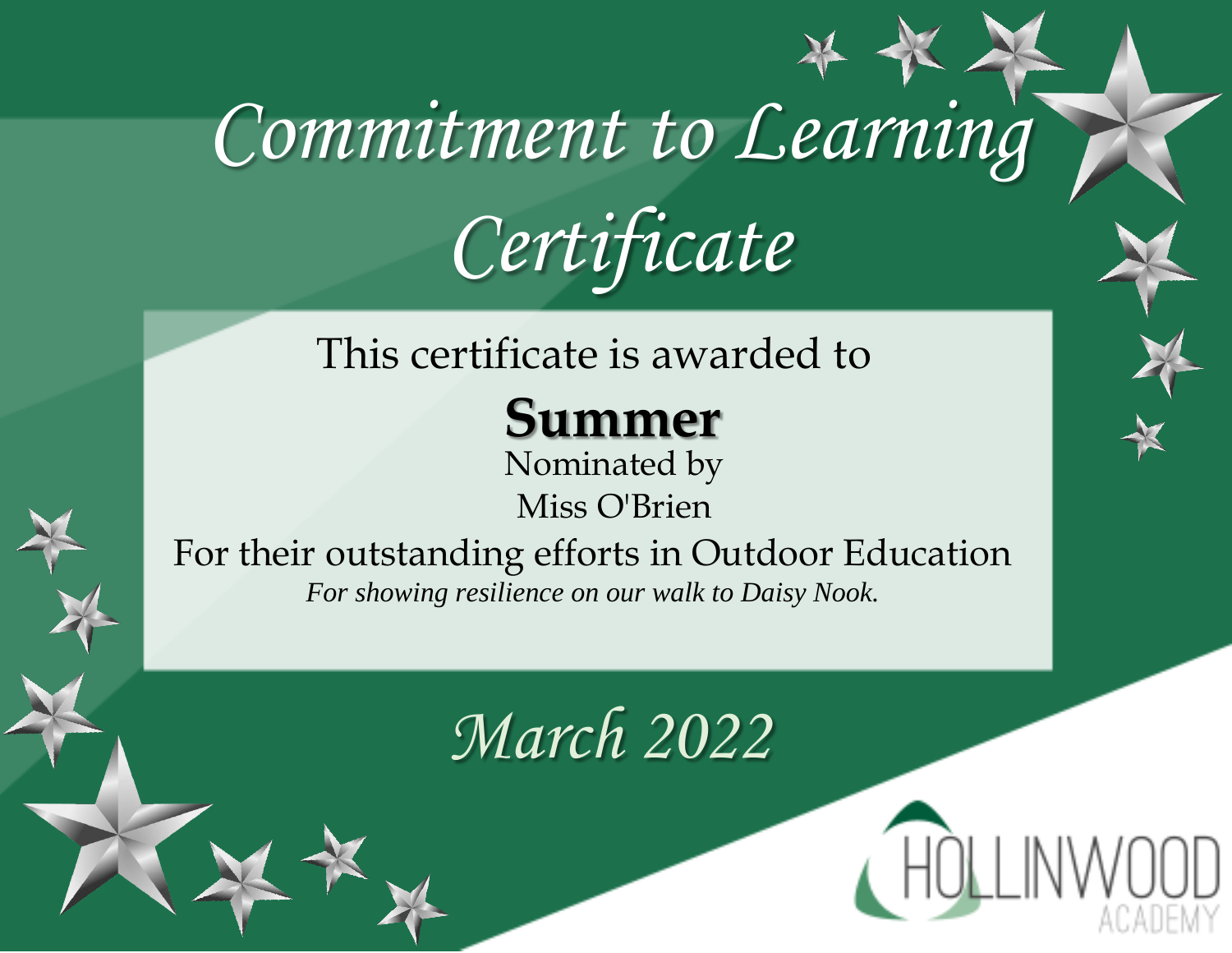# Commitment to Learning Certificate

This certificate is awarded to

**Summer**

Nominated by

Miss O'Brien

For their outstanding efforts in Outdoor Education

*For showing resilience on our walk to Daisy Nook.*

*March 2022*

HOLLINWOOD ACADEMY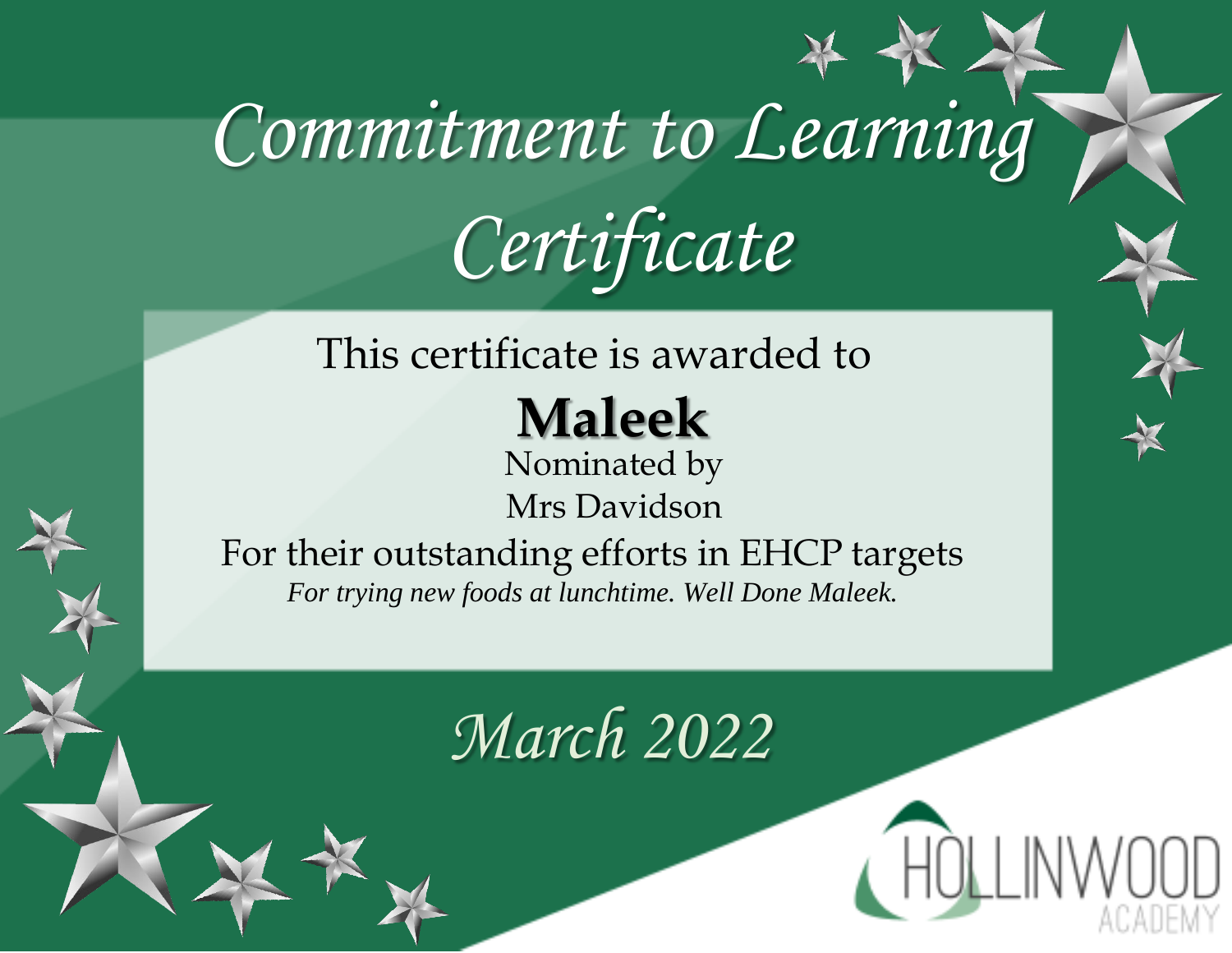# Commitment to Learning Certificate

This certificate is awarded to

**Maleek**

Nominated by

Mrs Davidson

For their outstanding efforts in EHCP targets

*For trying new foods at lunchtime. Well Done Maleek.*

*March 2022*

HOLLINWOOD ACADEMY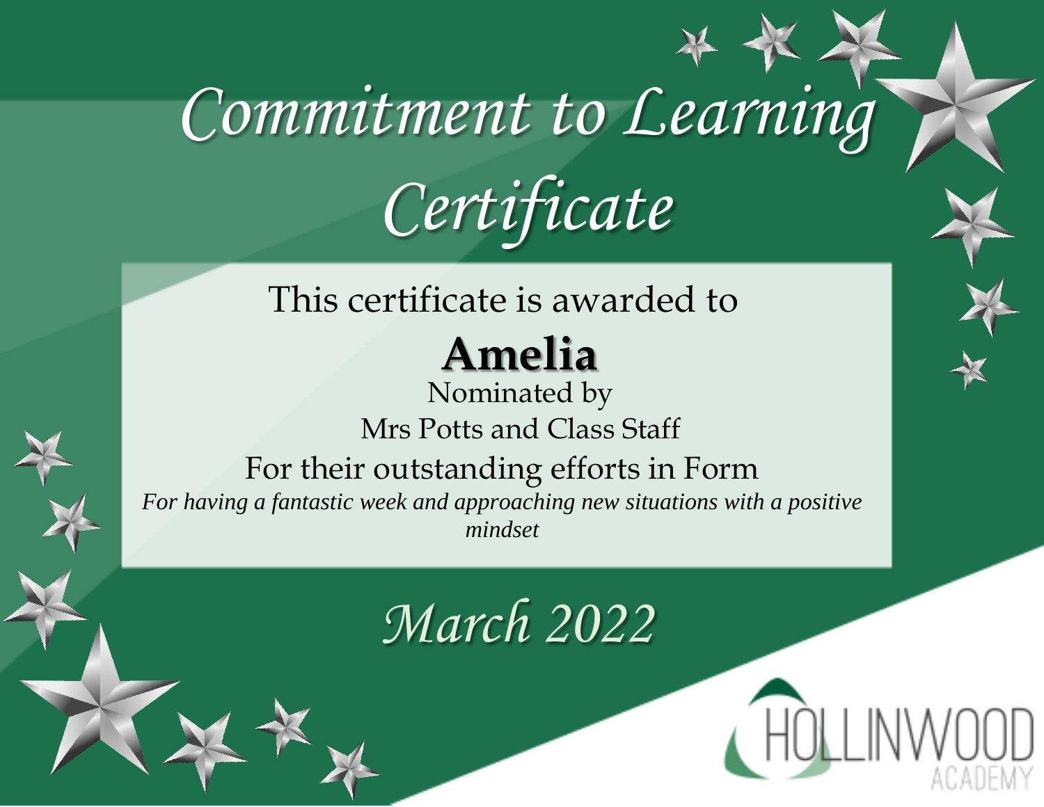# Commitment to Learning Certificate

This certificate is awarded to

**Amelia**

Nominated by

Mrs Potts and Class Staff

For their outstanding efforts in Form

*For having a fantastic week and approaching new situations with a positive mindset*

*March 2022*

HOLLINWOOD ACADEMY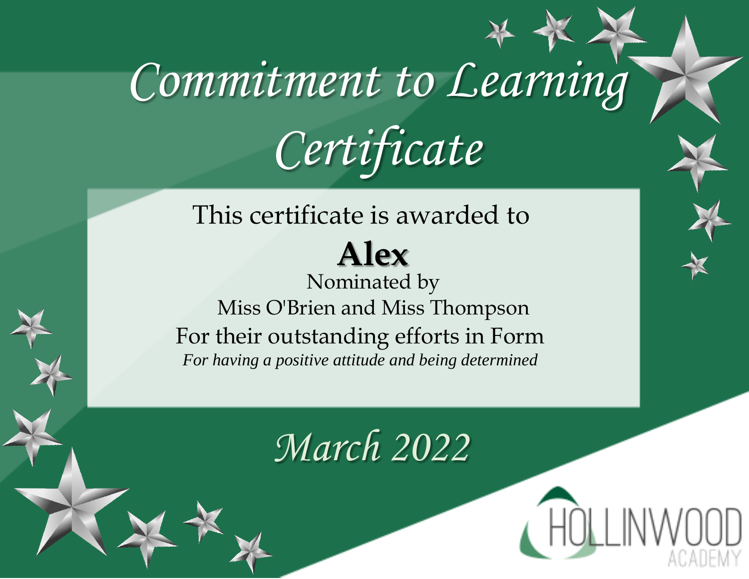# Commitment to Learning Certificate

This certificate is awarded to

**Alex**

Nominated by

Miss O'Brien and Miss Thompson

For their outstanding efforts in Form

*For having a positive attitude and being determined*

*March 2022*

HOLLINWOOD ACADEMY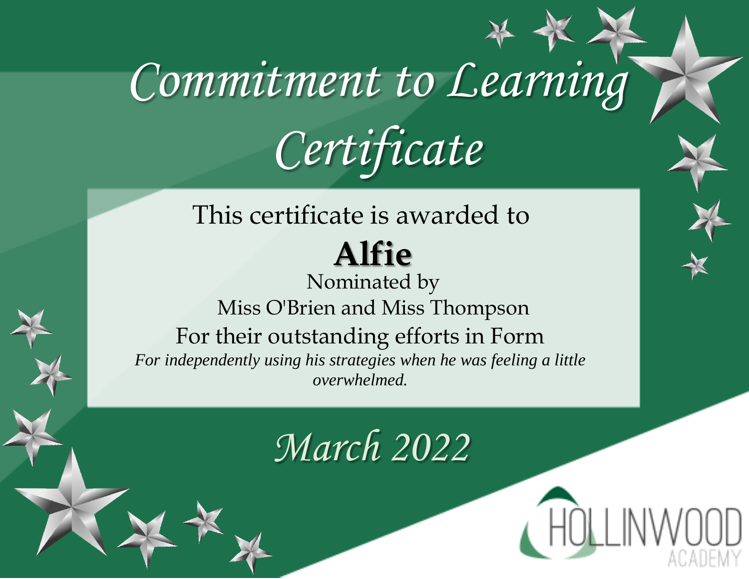# Commitment to Learning Certificate

This certificate is awarded to

**Alfie**

Nominated by

Miss O'Brien and Miss Thompson

For their outstanding efforts in Form

*For independently using his strategies when he was feeling a little overwhelmed.*

## March 2022

HOLLINWOOD ACADEMY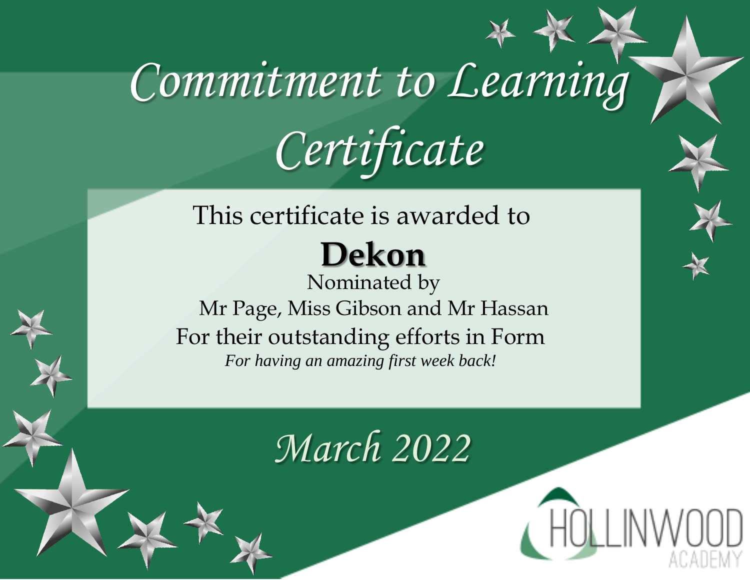# Commitment to Learning Certificate

This certificate is awarded to

**Dekon**

Nominated by

Mr Page, Miss Gibson and Mr Hassan

For their outstanding efforts in Form

*For having an amazing first week back!*

*March 2022*

HOLLINWOOD ACADEMY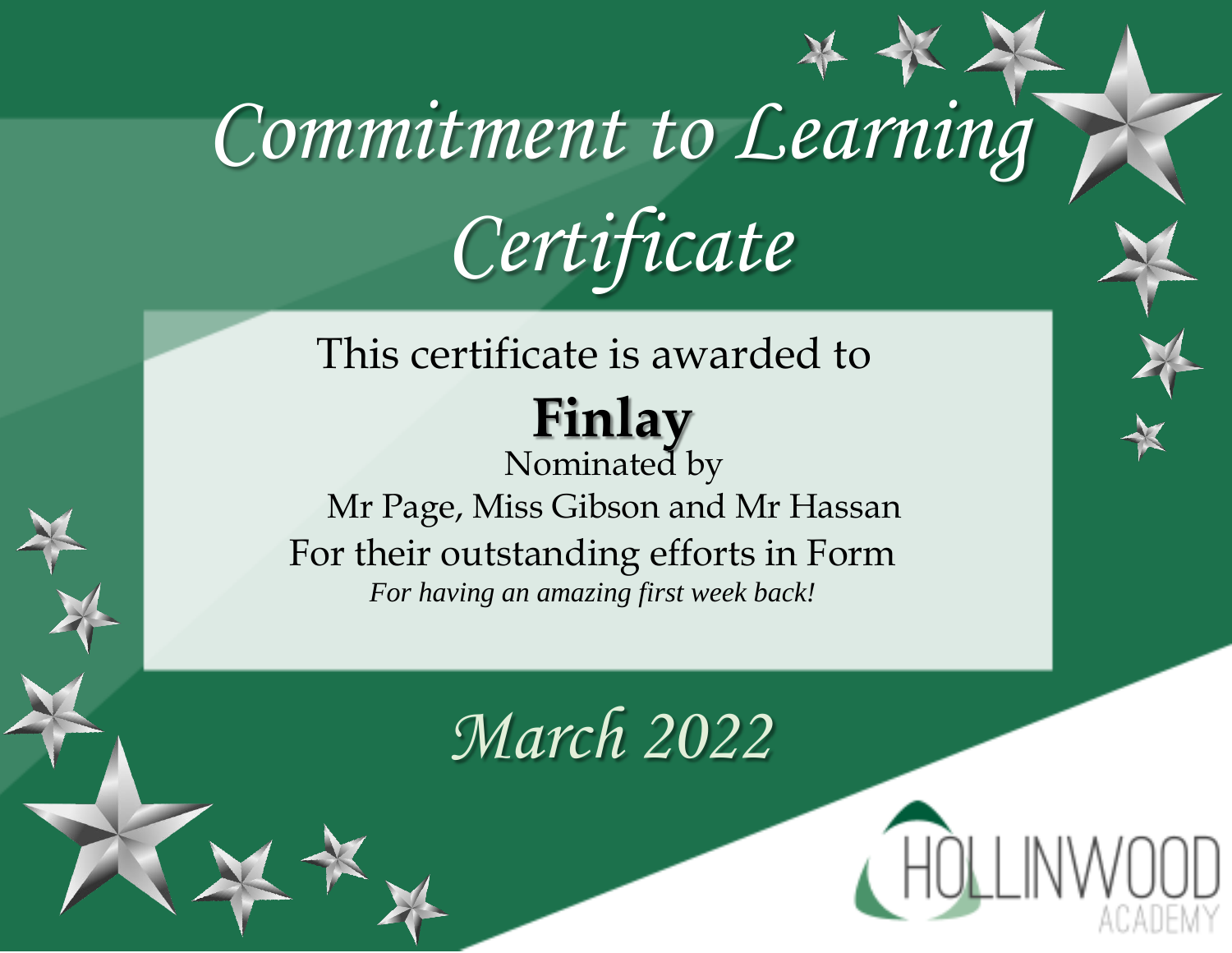# Commitment to Learning Certificate

This certificate is awarded to

**Finlay**

Nominated by

Mr Page, Miss Gibson and Mr Hassan

For their outstanding efforts in Form

*For having an amazing first week back!*

*March 2022*

HOLLINWOOD ACADEMY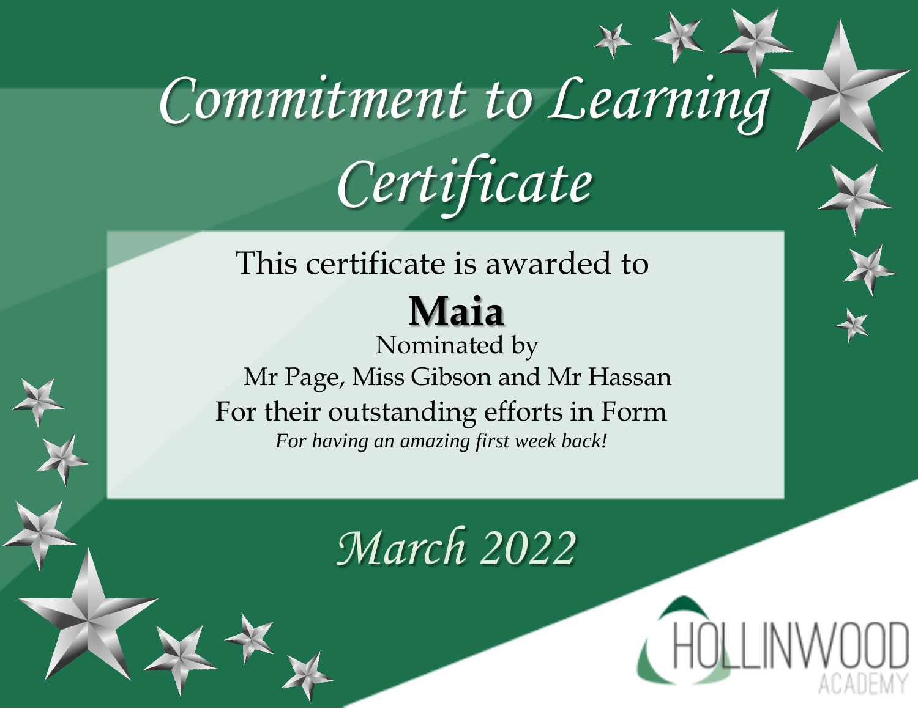# *Commitment to Learning Certificate*

This certificate is awarded to

**Maia**

Nominated by

Mr Page, Miss Gibson and Mr Hassan

For their outstanding efforts in Form

*For having an amazing first week back!*

*March 2022*

HOLLINWOOD
ACADEMY